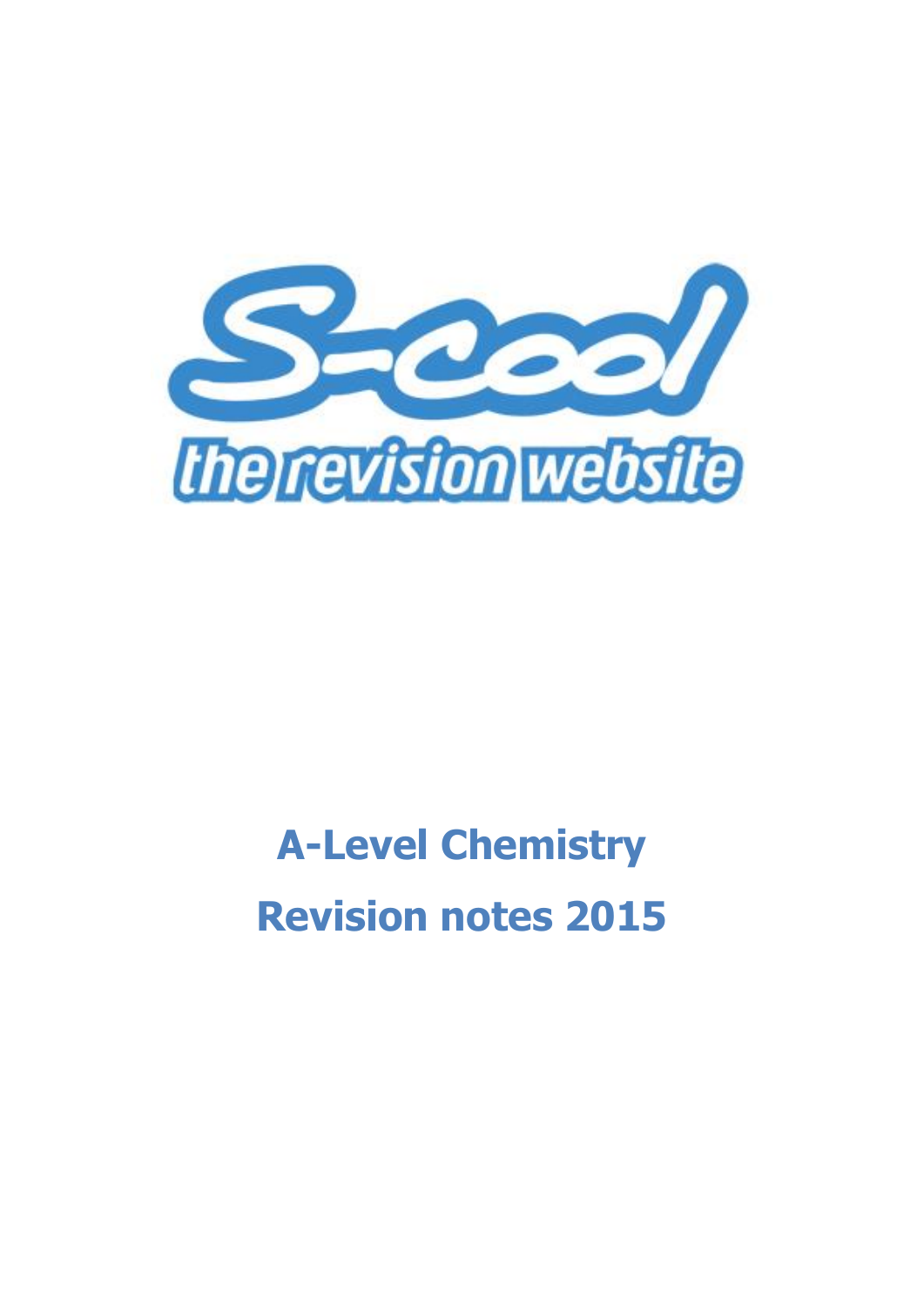S-cool

the revision website

# A-Level Chemistry

# Revision notes 2015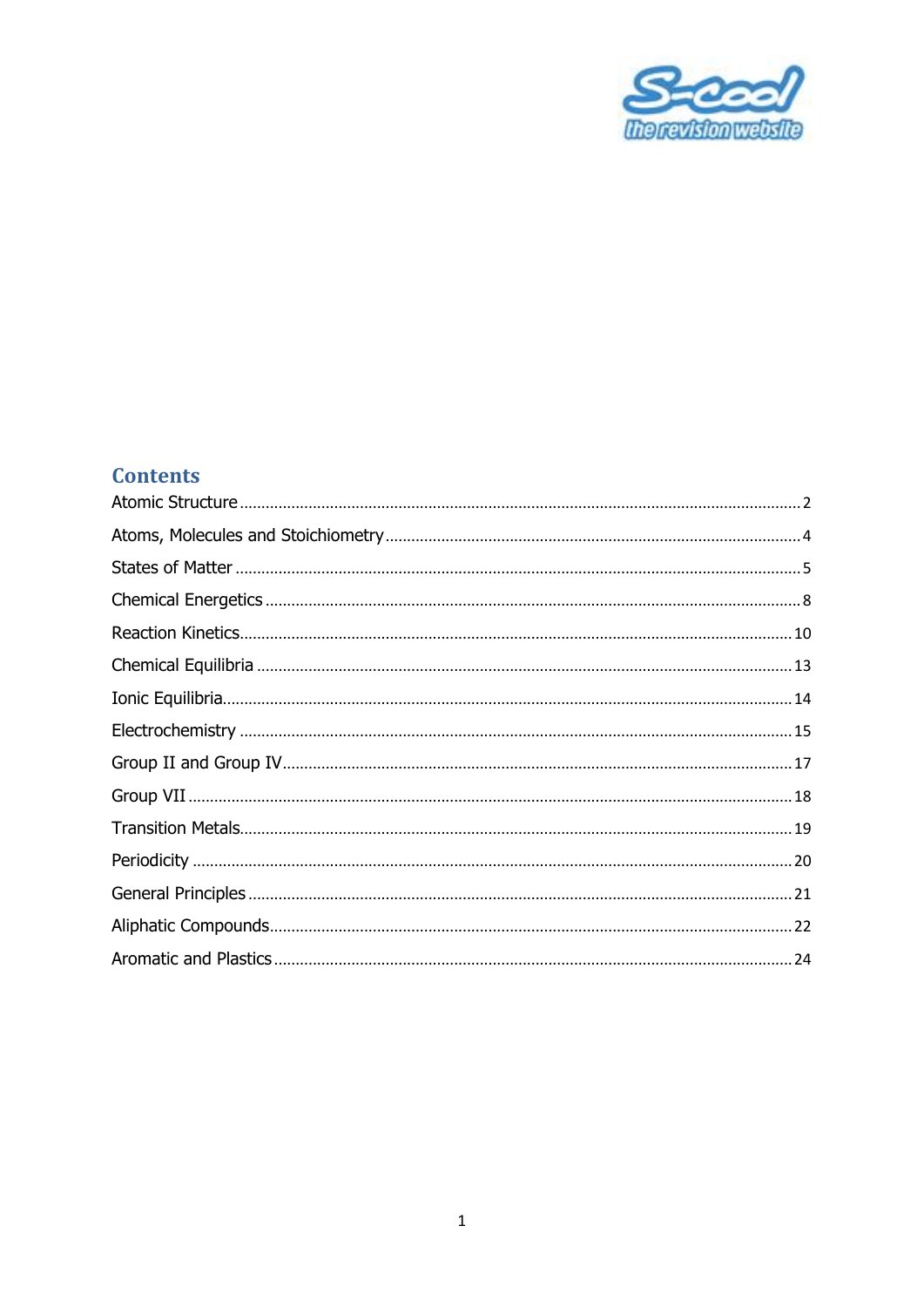## Contents

Atomic Structure .......... 2

Atoms, Molecules and Stoichiometry .......... 4

States of Matter .......... 5

Chemical Energetics .......... 8

Reaction Kinetics .......... 10

Chemical Equilibria .......... 13

Ionic Equilibria .......... 14

Electrochemistry .......... 15

Group II and Group IV .......... 17

Group VII .......... 18

Transition Metals .......... 19

Periodicity .......... 20

General Principles .......... 21

Aliphatic Compounds .......... 22

Aromatic and Plastics .......... 24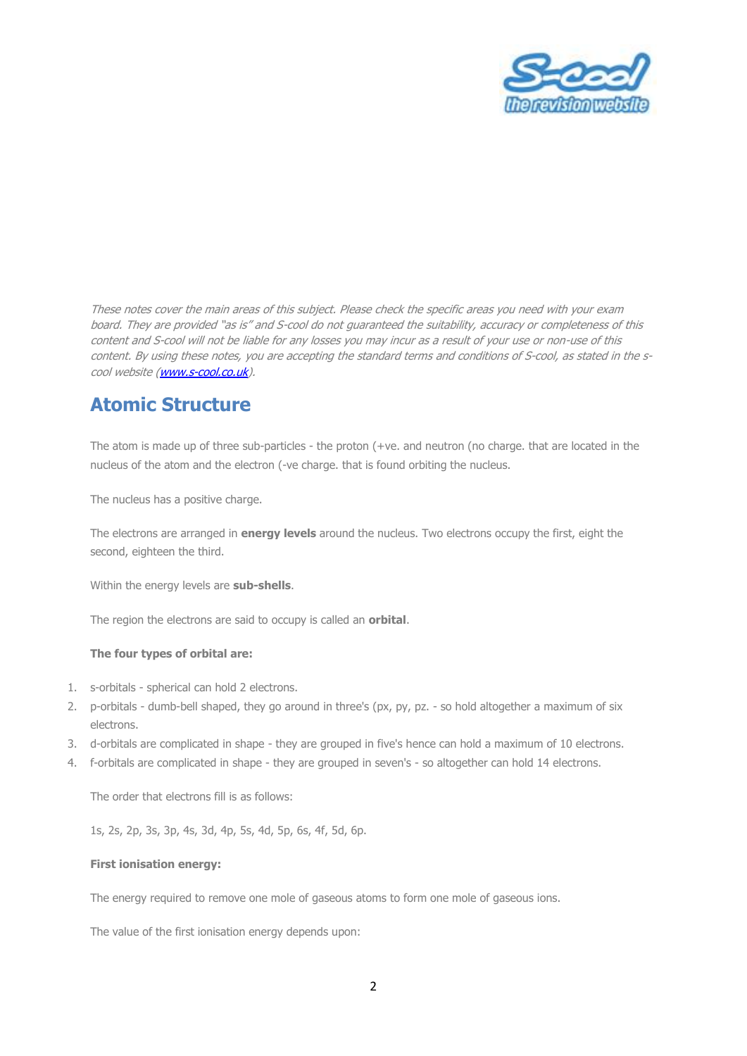*These notes cover the main areas of this subject. Please check the specific areas you need with your exam board. They are provided "as is" and S-cool do not guaranteed the suitability, accuracy or completeness of this content and S-cool will not be liable for any losses you may incur as a result of your use or non-use of this content. By using these notes, you are accepting the standard terms and conditions of S-cool, as stated in the s-cool website ([www.s-cool.co.uk](http://www.s-cool.co.uk)).*

## Atomic Structure

The atom is made up of three sub-particles - the proton (+ve. and neutron (no charge. that are located in the nucleus of the atom and the electron (-ve charge. that is found orbiting the nucleus.

The nucleus has a positive charge.

The electrons are arranged in **energy levels** around the nucleus. Two electrons occupy the first, eight the second, eighteen the third.

Within the energy levels are **sub-shells**.

The region the electrons are said to occupy is called an **orbital**.

**The four types of orbital are:**

1. s-orbitals - spherical can hold 2 electrons.
2. p-orbitals - dumb-bell shaped, they go around in three's (px, py, pz. - so hold altogether a maximum of six electrons.
3. d-orbitals are complicated in shape - they are grouped in five's hence can hold a maximum of 10 electrons.
4. f-orbitals are complicated in shape - they are grouped in seven's - so altogether can hold 14 electrons.

The order that electrons fill is as follows:

1s, 2s, 2p, 3s, 3p, 4s, 3d, 4p, 5s, 4d, 5p, 6s, 4f, 5d, 6p.

**First ionisation energy:**

The energy required to remove one mole of gaseous atoms to form one mole of gaseous ions.

The value of the first ionisation energy depends upon: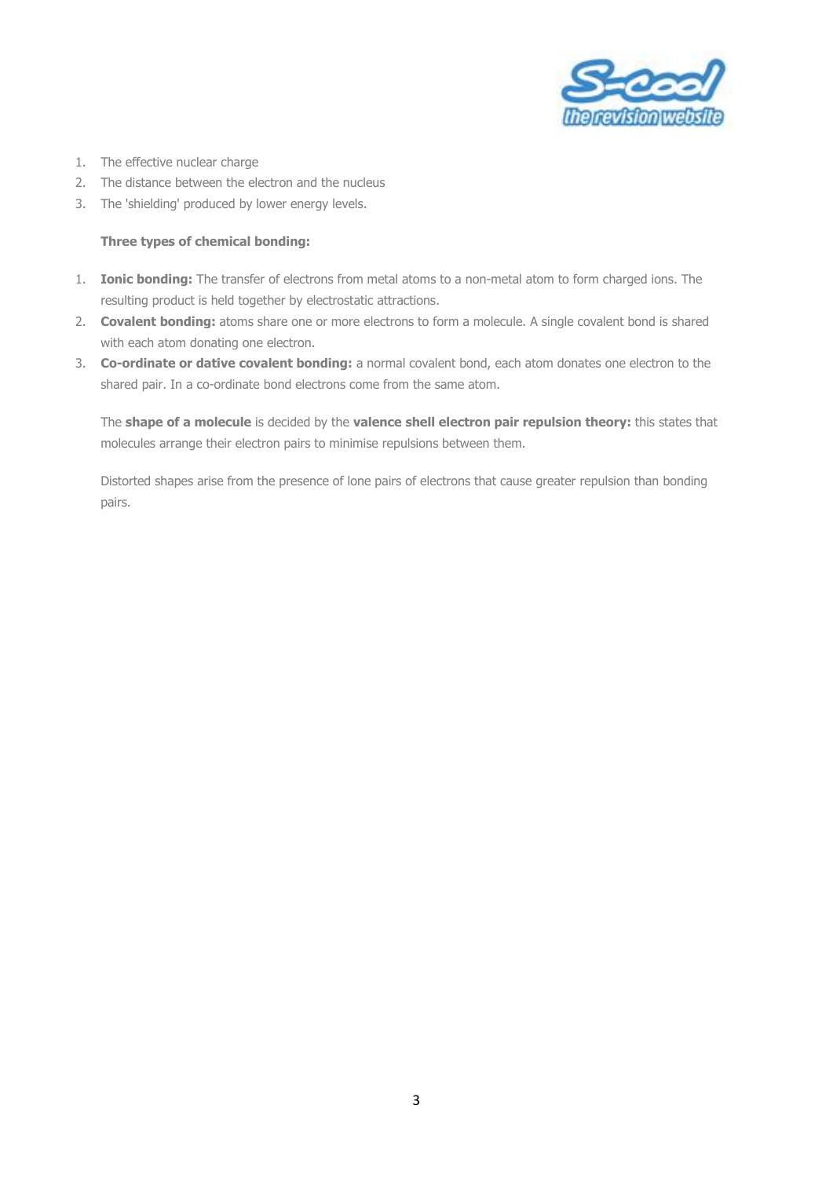1. The effective nuclear charge
2. The distance between the electron and the nucleus
3. The 'shielding' produced by lower energy levels.

**Three types of chemical bonding:**

1. **Ionic bonding:** The transfer of electrons from metal atoms to a non-metal atom to form charged ions. The resulting product is held together by electrostatic attractions.
2. **Covalent bonding:** atoms share one or more electrons to form a molecule. A single covalent bond is shared with each atom donating one electron.
3. **Co-ordinate or dative covalent bonding:** a normal covalent bond, each atom donates one electron to the shared pair. In a co-ordinate bond electrons come from the same atom.

The **shape of a molecule** is decided by the **valence shell electron pair repulsion theory:** this states that molecules arrange their electron pairs to minimise repulsions between them.

Distorted shapes arise from the presence of lone pairs of electrons that cause greater repulsion than bonding pairs.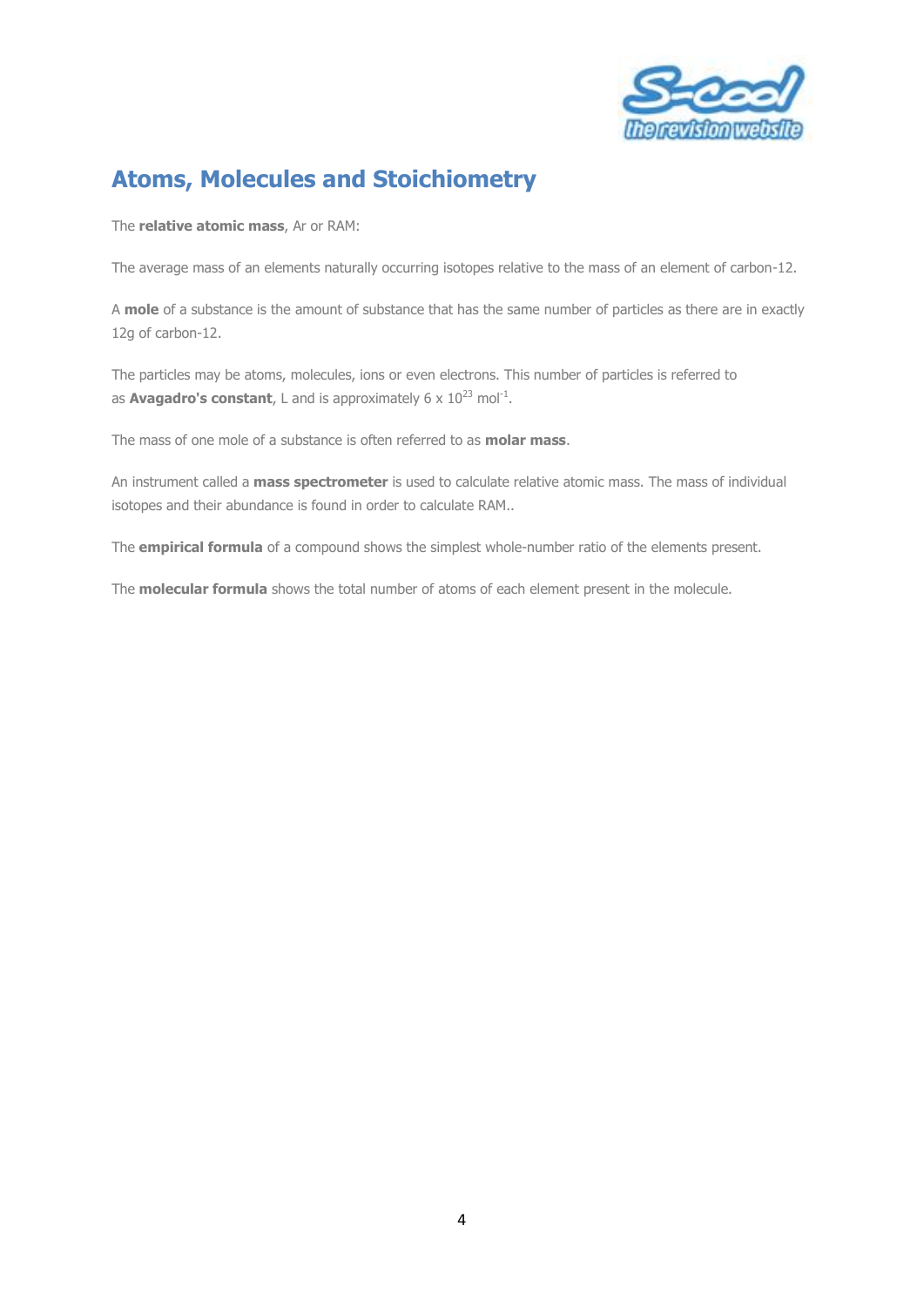# Atoms, Molecules and Stoichiometry

The **relative atomic mass**, Ar or RAM:

The average mass of an elements naturally occurring isotopes relative to the mass of an element of carbon-12.

A **mole** of a substance is the amount of substance that has the same number of particles as there are in exactly 12g of carbon-12.

The particles may be atoms, molecules, ions or even electrons. This number of particles is referred to as **Avagadro's constant**, L and is approximately $6 \times 10^{23}$ $mol^{-1}$.

The mass of one mole of a substance is often referred to as **molar mass**.

An instrument called a **mass spectrometer** is used to calculate relative atomic mass. The mass of individual isotopes and their abundance is found in order to calculate RAM..

The **empirical formula** of a compound shows the simplest whole-number ratio of the elements present.

The **molecular formula** shows the total number of atoms of each element present in the molecule.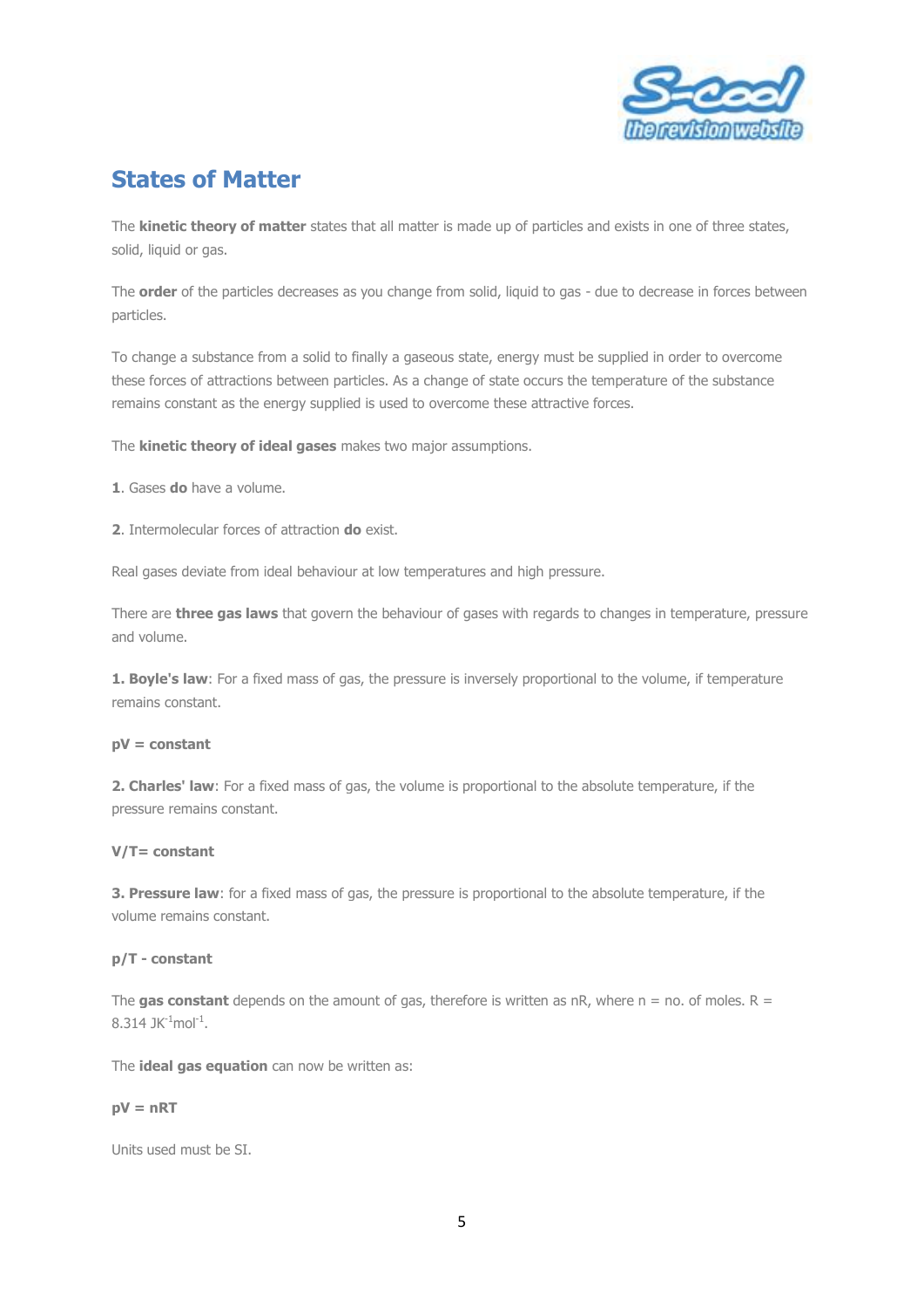## States of Matter

The **kinetic theory of matter** states that all matter is made up of particles and exists in one of three states, solid, liquid or gas.

The **order** of the particles decreases as you change from solid, liquid to gas - due to decrease in forces between particles.

To change a substance from a solid to finally a gaseous state, energy must be supplied in order to overcome these forces of attractions between particles. As a change of state occurs the temperature of the substance remains constant as the energy supplied is used to overcome these attractive forces.

The **kinetic theory of ideal gases** makes two major assumptions.

**1**. Gases **do** have a volume.

**2**. Intermolecular forces of attraction **do** exist.

Real gases deviate from ideal behaviour at low temperatures and high pressure.

There are **three gas laws** that govern the behaviour of gases with regards to changes in temperature, pressure and volume.

**1. Boyle's law**: For a fixed mass of gas, the pressure is inversely proportional to the volume, if temperature remains constant.

**$pV$ = constant**

**2. Charles' law**: For a fixed mass of gas, the volume is proportional to the absolute temperature, if the pressure remains constant.

**$V/T$= constant**

**3. Pressure law**: for a fixed mass of gas, the pressure is proportional to the absolute temperature, if the volume remains constant.

**$p/T$ - constant**

The **gas constant** depends on the amount of gas, therefore is written as $nR$, where $n$ = no. of moles. $R$ = 8.314 $JK^{-1}mol^{-1}$.

The **ideal gas equation** can now be written as:

**$pV = nRT$**

Units used must be SI.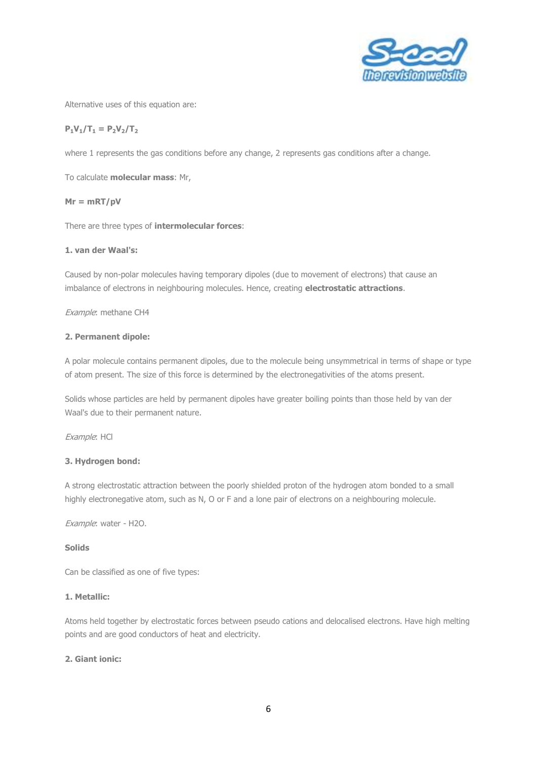Alternative uses of this equation are:

$$P_1V_1/T_1 = P_2V_2/T_2$$

where 1 represents the gas conditions before any change, 2 represents gas conditions after a change.

To calculate **molecular mass**: Mr,

$$Mr = mRT/pV$$

There are three types of **intermolecular forces**:

**1. van der Waal's:**

Caused by non-polar molecules having temporary dipoles (due to movement of electrons) that cause an imbalance of electrons in neighbouring molecules. Hence, creating **electrostatic attractions**.

*Example*: methane $CH_4$

**2. Permanent dipole:**

A polar molecule contains permanent dipoles, due to the molecule being unsymmetrical in terms of shape or type of atom present. The size of this force is determined by the electronegativities of the atoms present.

Solids whose particles are held by permanent dipoles have greater boiling points than those held by van der Waal's due to their permanent nature.

*Example*: HCl

**3. Hydrogen bond:**

A strong electrostatic attraction between the poorly shielded proton of the hydrogen atom bonded to a small highly electronegative atom, such as N, O or F and a lone pair of electrons on a neighbouring molecule.

*Example*: water - $H_2O$.

**Solids**

Can be classified as one of five types:

**1. Metallic:**

Atoms held together by electrostatic forces between pseudo cations and delocalised electrons. Have high melting points and are good conductors of heat and electricity.

**2. Giant ionic:**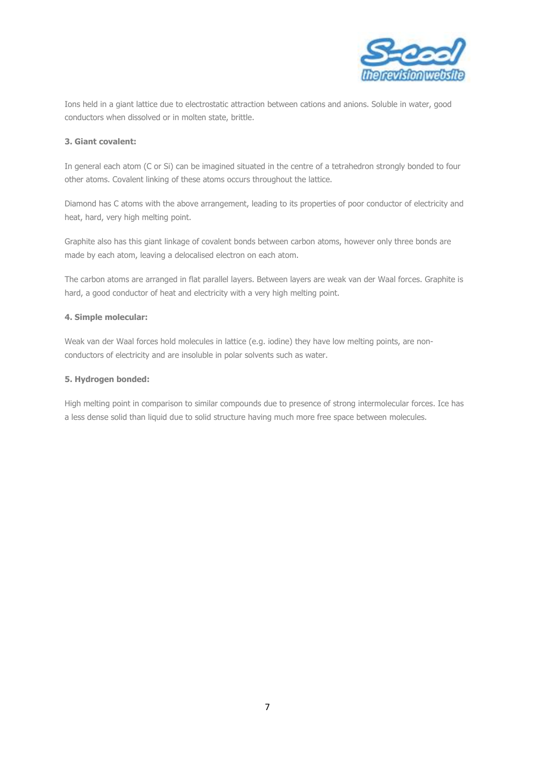Ions held in a giant lattice due to electrostatic attraction between cations and anions. Soluble in water, good conductors when dissolved or in molten state, brittle.

**3. Giant covalent:**

In general each atom (C or Si) can be imagined situated in the centre of a tetrahedron strongly bonded to four other atoms. Covalent linking of these atoms occurs throughout the lattice.

Diamond has C atoms with the above arrangement, leading to its properties of poor conductor of electricity and heat, hard, very high melting point.

Graphite also has this giant linkage of covalent bonds between carbon atoms, however only three bonds are made by each atom, leaving a delocalised electron on each atom.

The carbon atoms are arranged in flat parallel layers. Between layers are weak van der Waal forces. Graphite is hard, a good conductor of heat and electricity with a very high melting point.

**4. Simple molecular:**

Weak van der Waal forces hold molecules in lattice (e.g. iodine) they have low melting points, are non-conductors of electricity and are insoluble in polar solvents such as water.

**5. Hydrogen bonded:**

High melting point in comparison to similar compounds due to presence of strong intermolecular forces. Ice has a less dense solid than liquid due to solid structure having much more free space between molecules.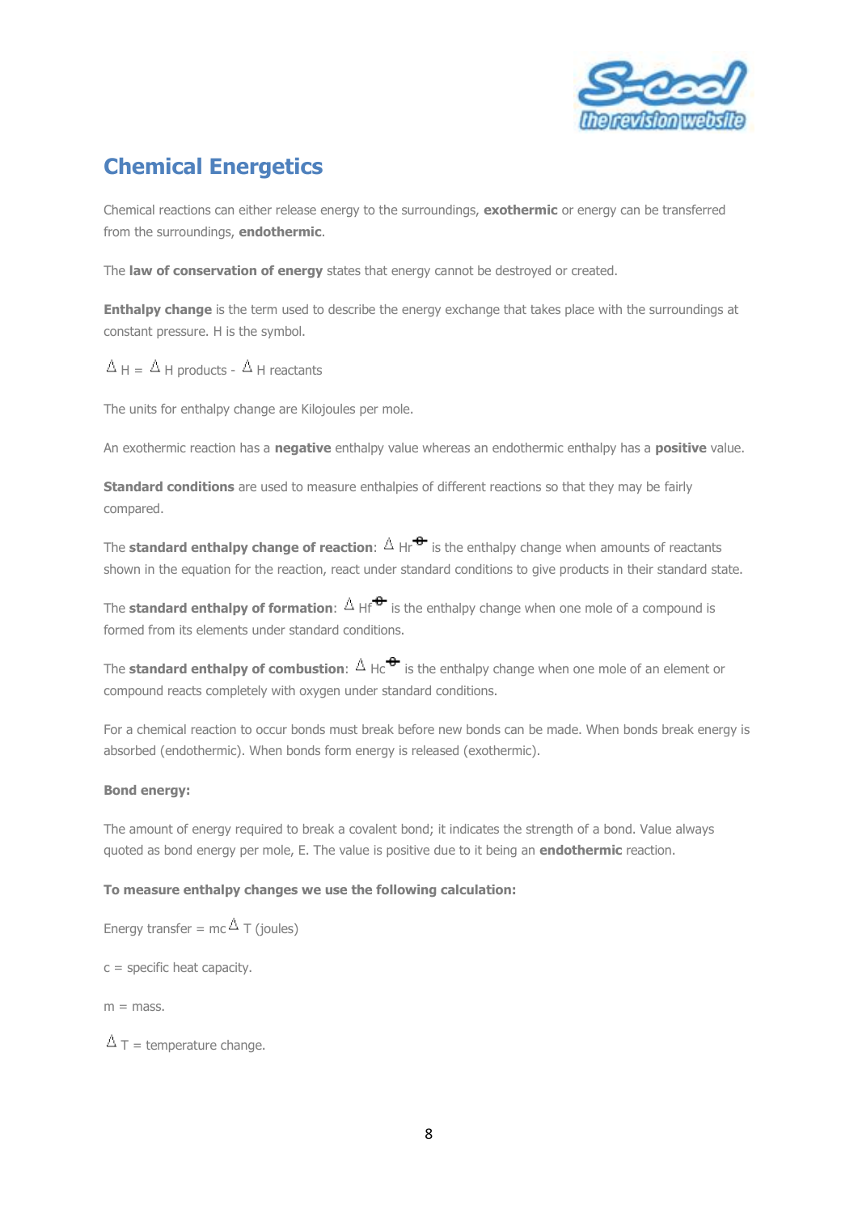# Chemical Energetics

Chemical reactions can either release energy to the surroundings, **exothermic** or energy can be transferred from the surroundings, **endothermic**.

The **law of conservation of energy** states that energy cannot be destroyed or created.

**Enthalpy change** is the term used to describe the energy exchange that takes place with the surroundings at constant pressure. H is the symbol.

$\Delta H = \Delta H$ products - $\Delta H$ reactants

The units for enthalpy change are Kilojoules per mole.

An exothermic reaction has a **negative** enthalpy value whereas an endothermic enthalpy has a **positive** value.

**Standard conditions** are used to measure enthalpies of different reactions so that they may be fairly compared.

The **standard enthalpy change of reaction**: $\Delta Hr^{\ominus}$ is the enthalpy change when amounts of reactants shown in the equation for the reaction, react under standard conditions to give products in their standard state.

The **standard enthalpy of formation**: $\Delta Hf^{\ominus}$ is the enthalpy change when one mole of a compound is formed from its elements under standard conditions.

The **standard enthalpy of combustion**: $\Delta Hc^{\ominus}$ is the enthalpy change when one mole of an element or compound reacts completely with oxygen under standard conditions.

For a chemical reaction to occur bonds must break before new bonds can be made. When bonds break energy is absorbed (endothermic). When bonds form energy is released (exothermic).

**Bond energy:**

The amount of energy required to break a covalent bond; it indicates the strength of a bond. Value always quoted as bond energy per mole, E. The value is positive due to it being an **endothermic** reaction.

**To measure enthalpy changes we use the following calculation:**

Energy transfer = $mc\Delta T$ (joules)

c = specific heat capacity.

m = mass.

$\Delta T$ = temperature change.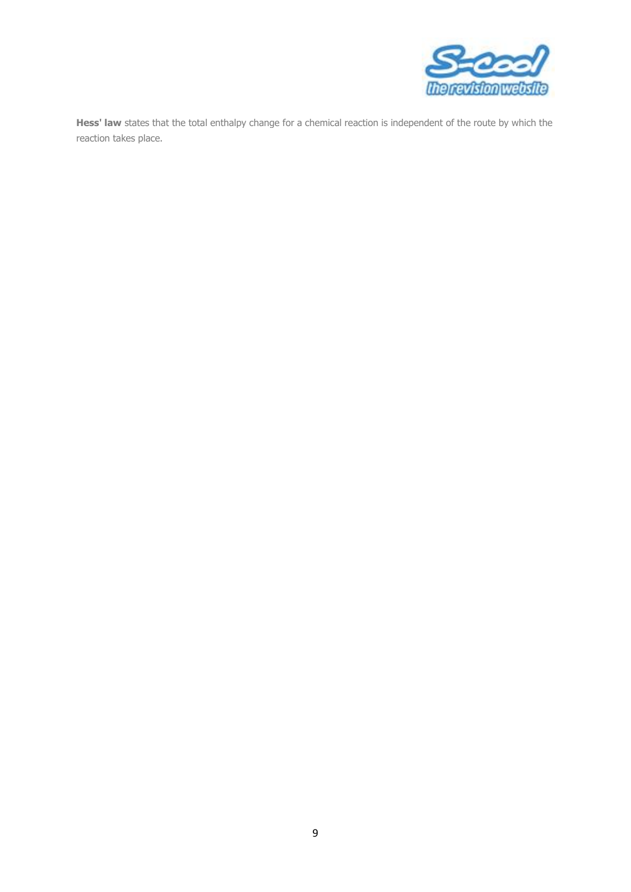**Hess' law** states that the total enthalpy change for a chemical reaction is independent of the route by which the reaction takes place.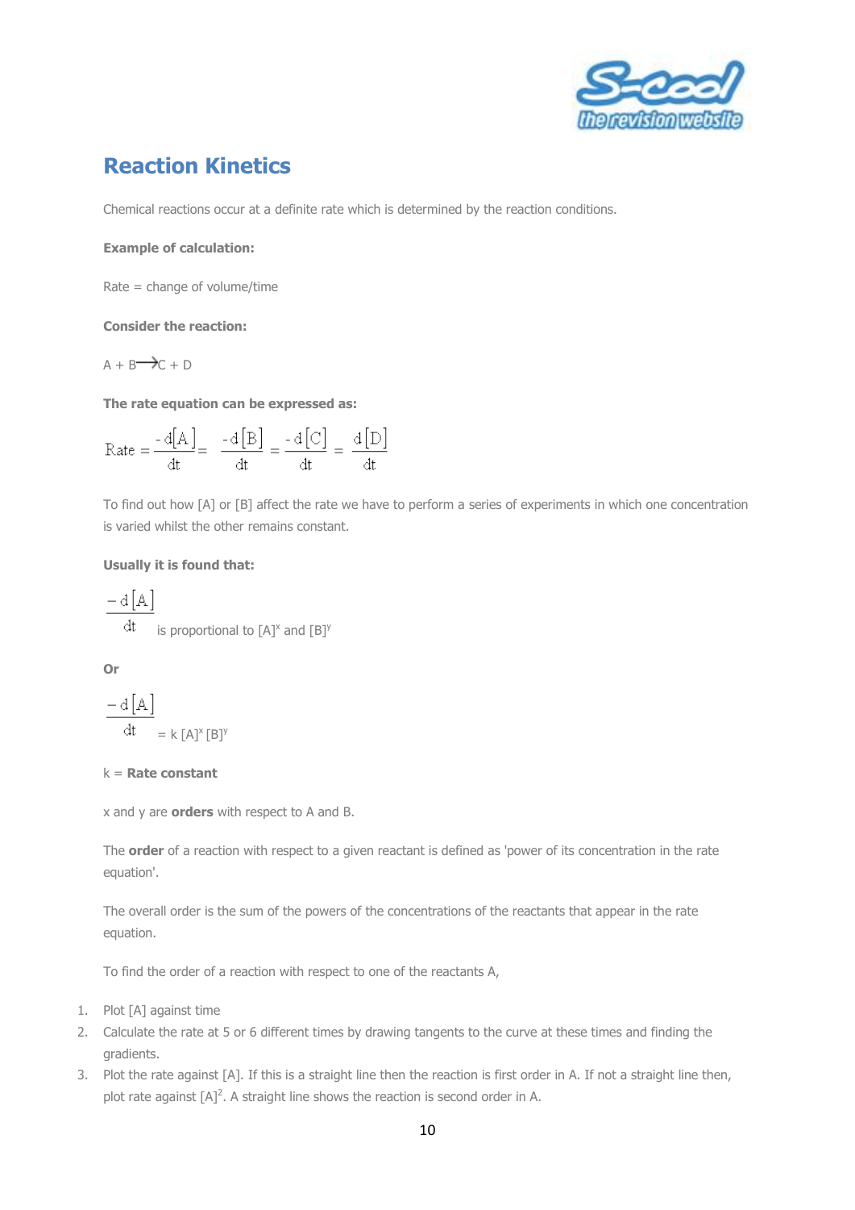# Reaction Kinetics

Chemical reactions occur at a definite rate which is determined by the reaction conditions.

**Example of calculation:**

Rate = change of volume/time

**Consider the reaction:**

$A + B \rightarrow C + D$

**The rate equation can be expressed as:**

$$\text{Rate} = \frac{-d[A]}{dt} = \frac{-d[B]}{dt} = \frac{-d[C]}{dt} = \frac{d[D]}{dt}$$

To find out how [A] or [B] affect the rate we have to perform a series of experiments in which one concentration is varied whilst the other remains constant.

**Usually it is found that:**

$\frac{-d[A]}{dt}$ is proportional to $[A]^x$ and $[B]^y$

**Or**

$$\frac{-d[A]}{dt} = k[A]^x[B]^y$$

k = **Rate constant**

x and y are **orders** with respect to A and B.

The **order** of a reaction with respect to a given reactant is defined as 'power of its concentration in the rate equation'.

The overall order is the sum of the powers of the concentrations of the reactants that appear in the rate equation.

To find the order of a reaction with respect to one of the reactants A,

1. Plot [A] against time
2. Calculate the rate at 5 or 6 different times by drawing tangents to the curve at these times and finding the gradients.
3. Plot the rate against [A]. If this is a straight line then the reaction is first order in A. If not a straight line then, plot rate against $[A]^2$. A straight line shows the reaction is second order in A.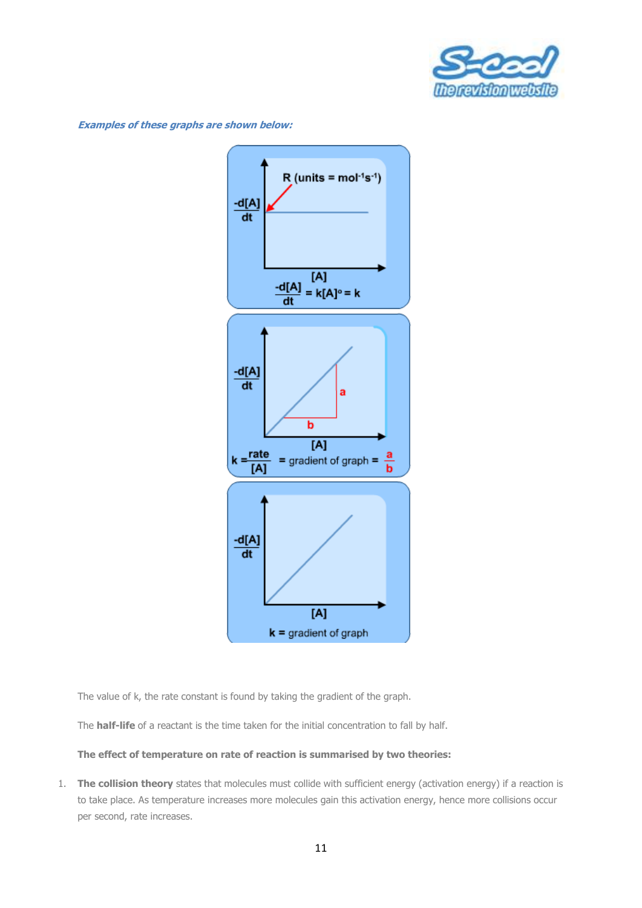***Examples of these graphs are shown below:***

$-\frac{d[A]}{dt}$

R (units = $mol^{-1}s^{-1}$)

[A]

$-\frac{d[A]}{dt} = k[A]^o = k$

$-\frac{d[A]}{dt}$

a

b

[A]

$k = \frac{rate}{[A]}$ = gradient of graph = $\frac{a}{b}$

$-\frac{d[A]}{dt}$

[A]

k = gradient of graph

The value of k, the rate constant is found by taking the gradient of the graph.

The **half-life** of a reactant is the time taken for the initial concentration to fall by half.

**The effect of temperature on rate of reaction is summarised by two theories:**

1. **The collision theory** states that molecules must collide with sufficient energy (activation energy) if a reaction is to take place. As temperature increases more molecules gain this activation energy, hence more collisions occur per second, rate increases.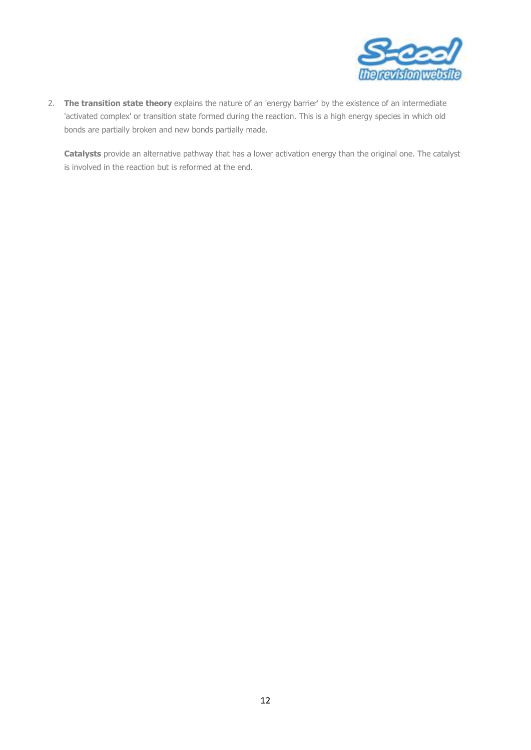2. **The transition state theory** explains the nature of an 'energy barrier' by the existence of an intermediate 'activated complex' or transition state formed during the reaction. This is a high energy species in which old bonds are partially broken and new bonds partially made.

   **Catalysts** provide an alternative pathway that has a lower activation energy than the original one. The catalyst is involved in the reaction but is reformed at the end.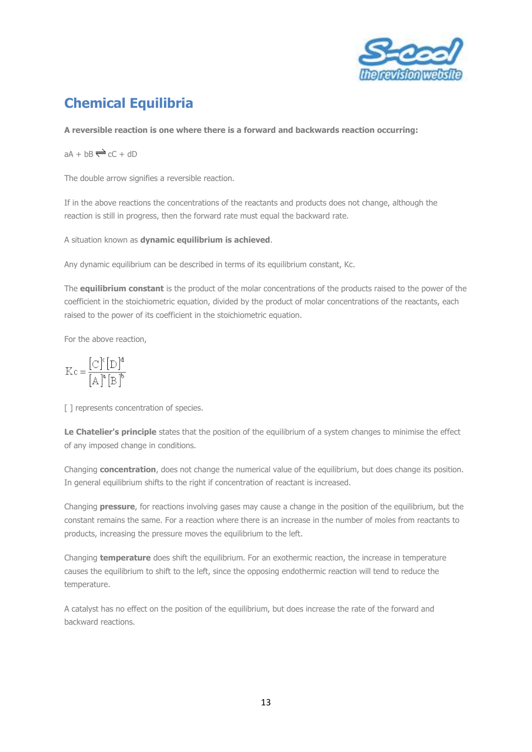# Chemical Equilibria

**A reversible reaction is one where there is a forward and backwards reaction occurring:**

$aA + bB \rightleftharpoons cC + dD$

The double arrow signifies a reversible reaction.

If in the above reactions the concentrations of the reactants and products does not change, although the reaction is still in progress, then the forward rate must equal the backward rate.

A situation known as **dynamic equilibrium is achieved**.

Any dynamic equilibrium can be described in terms of its equilibrium constant, Kc.

The **equilibrium constant** is the product of the molar concentrations of the products raised to the power of the coefficient in the stoichiometric equation, divided by the product of molar concentrations of the reactants, each raised to the power of its coefficient in the stoichiometric equation.

For the above reaction,

$$Kc = \frac{[C]^c[D]^d}{[A]^a[B]^b}$$

[ ] represents concentration of species.

**Le Chatelier's principle** states that the position of the equilibrium of a system changes to minimise the effect of any imposed change in conditions.

Changing **concentration**, does not change the numerical value of the equilibrium, but does change its position. In general equilibrium shifts to the right if concentration of reactant is increased.

Changing **pressure**, for reactions involving gases may cause a change in the position of the equilibrium, but the constant remains the same. For a reaction where there is an increase in the number of moles from reactants to products, increasing the pressure moves the equilibrium to the left.

Changing **temperature** does shift the equilibrium. For an exothermic reaction, the increase in temperature causes the equilibrium to shift to the left, since the opposing endothermic reaction will tend to reduce the temperature.

A catalyst has no effect on the position of the equilibrium, but does increase the rate of the forward and backward reactions.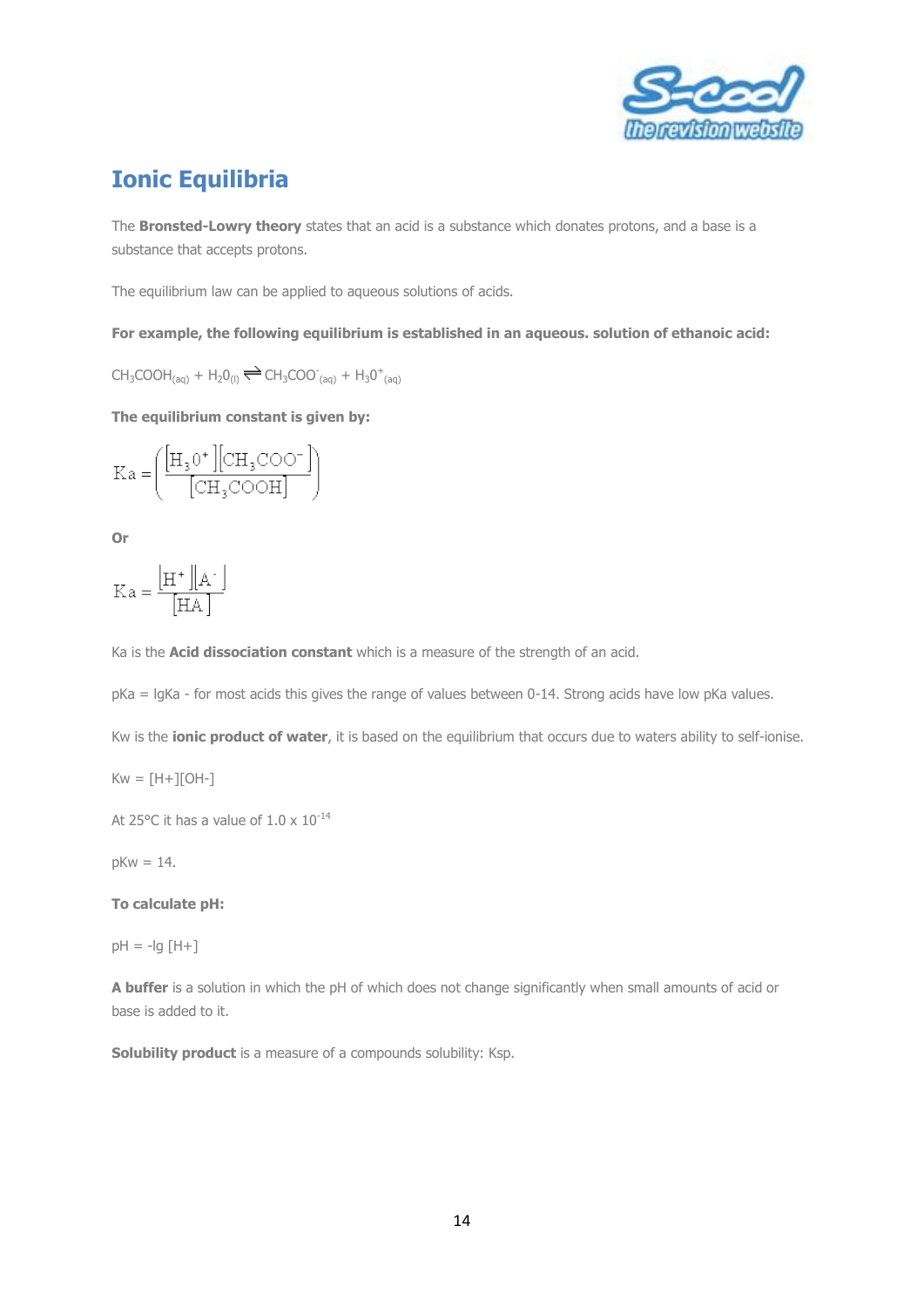# Ionic Equilibria

The **Bronsted-Lowry theory** states that an acid is a substance which donates protons, and a base is a substance that accepts protons.

The equilibrium law can be applied to aqueous solutions of acids.

**For example, the following equilibrium is established in an aqueous. solution of ethanoic acid:**

$CH_3COOH_{(aq)} + H_20_{(l)} \rightleftharpoons CH_3COO^-_{(aq)} + H_30^+_{(aq)}$

**The equilibrium constant is given by:**

$$Ka = \left( \frac{[H_30^+][CH_3COO^-]}{[CH_3COOH]} \right)$$

**Or**

$$Ka = \frac{[H^+][A^-]}{[HA]}$$

Ka is the **Acid dissociation constant** which is a measure of the strength of an acid.

pKa = lgKa - for most acids this gives the range of values between 0-14. Strong acids have low pKa values.

Kw is the **ionic product of water**, it is based on the equilibrium that occurs due to waters ability to self-ionise.

Kw = [H+][OH-]

At 25°C it has a value of $1.0 \times 10^{-14}$

pKw = 14.

**To calculate pH:**

pH = -lg [H+]

**A buffer** is a solution in which the pH of which does not change significantly when small amounts of acid or base is added to it.

**Solubility product** is a measure of a compounds solubility: Ksp.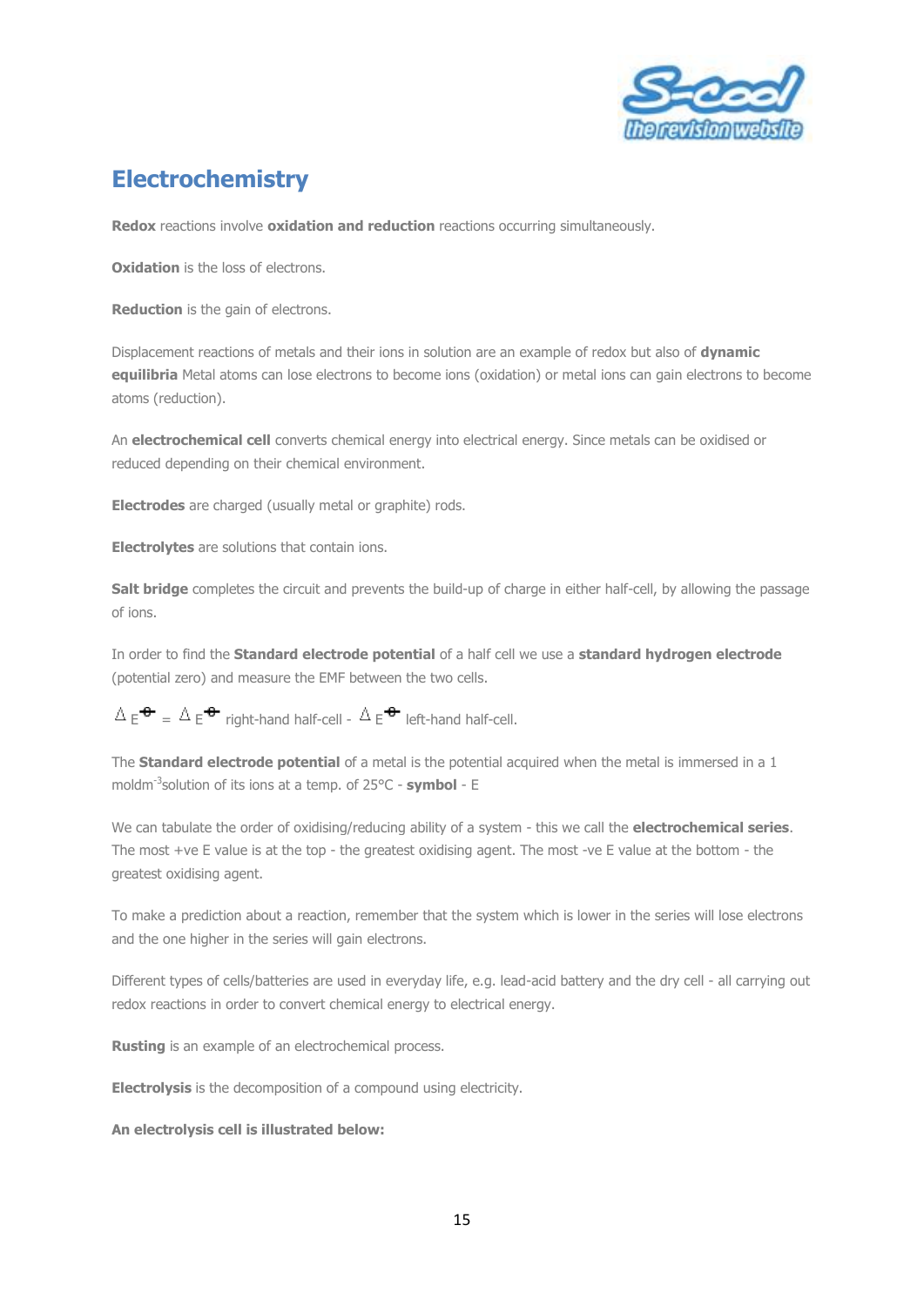# Electrochemistry

**Redox** reactions involve **oxidation and reduction** reactions occurring simultaneously.

**Oxidation** is the loss of electrons.

**Reduction** is the gain of electrons.

Displacement reactions of metals and their ions in solution are an example of redox but also of **dynamic equilibria** Metal atoms can lose electrons to become ions (oxidation) or metal ions can gain electrons to become atoms (reduction).

An **electrochemical cell** converts chemical energy into electrical energy. Since metals can be oxidised or reduced depending on their chemical environment.

**Electrodes** are charged (usually metal or graphite) rods.

**Electrolytes** are solutions that contain ions.

**Salt bridge** completes the circuit and prevents the build-up of charge in either half-cell, by allowing the passage of ions.

In order to find the **Standard electrode potential** of a half cell we use a **standard hydrogen electrode** (potential zero) and measure the EMF between the two cells.

$\Delta E^{\ominus} = \Delta E^{\ominus}$ right-hand half-cell - $\Delta E^{\ominus}$ left-hand half-cell.

The **Standard electrode potential** of a metal is the potential acquired when the metal is immersed in a 1 $moldm^{-3}$solution of its ions at a temp. of 25°C - **symbol** - E

We can tabulate the order of oxidising/reducing ability of a system - this we call the **electrochemical series**. The most +ve E value is at the top - the greatest oxidising agent. The most -ve E value at the bottom - the greatest oxidising agent.

To make a prediction about a reaction, remember that the system which is lower in the series will lose electrons and the one higher in the series will gain electrons.

Different types of cells/batteries are used in everyday life, e.g. lead-acid battery and the dry cell - all carrying out redox reactions in order to convert chemical energy to electrical energy.

**Rusting** is an example of an electrochemical process.

**Electrolysis** is the decomposition of a compound using electricity.

**An electrolysis cell is illustrated below:**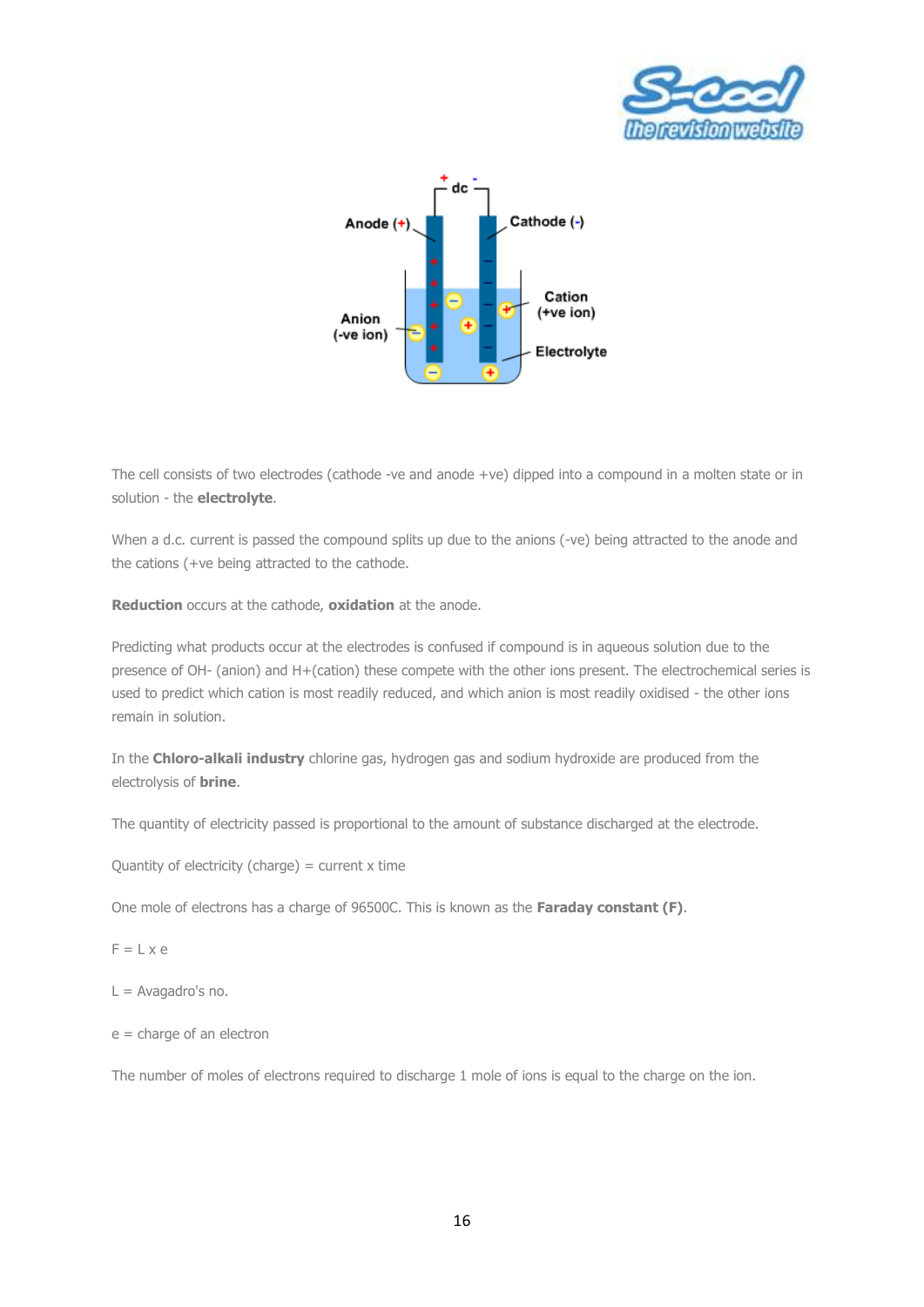The cell consists of two electrodes (cathode -ve and anode +ve) dipped into a compound in a molten state or in solution - the **electrolyte**.

When a d.c. current is passed the compound splits up due to the anions (-ve) being attracted to the anode and the cations (+ve being attracted to the cathode.

**Reduction** occurs at the cathode, **oxidation** at the anode.

Predicting what products occur at the electrodes is confused if compound is in aqueous solution due to the presence of $OH^-$ (anion) and $H^+$(cation) these compete with the other ions present. The electrochemical series is used to predict which cation is most readily reduced, and which anion is most readily oxidised - the other ions remain in solution.

In the **Chloro-alkali industry** chlorine gas, hydrogen gas and sodium hydroxide are produced from the electrolysis of **brine**.

The quantity of electricity passed is proportional to the amount of substance discharged at the electrode.

Quantity of electricity (charge) = current x time

One mole of electrons has a charge of 96500C. This is known as the **Faraday constant (F)**.

$F = L \times e$

L = Avagadro's no.

e = charge of an electron

The number of moles of electrons required to discharge 1 mole of ions is equal to the charge on the ion.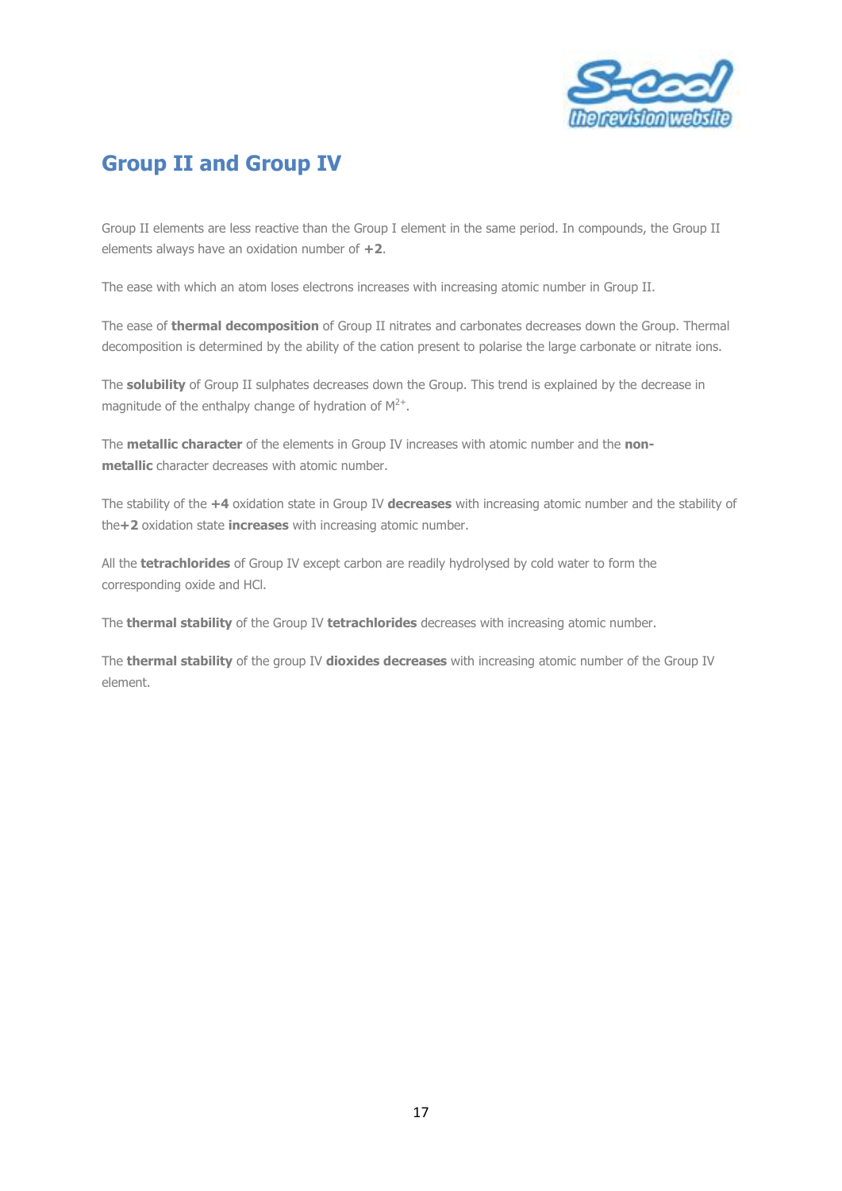## Group II and Group IV

Group II elements are less reactive than the Group I element in the same period. In compounds, the Group II elements always have an oxidation number of **+2**.

The ease with which an atom loses electrons increases with increasing atomic number in Group II.

The ease of **thermal decomposition** of Group II nitrates and carbonates decreases down the Group. Thermal decomposition is determined by the ability of the cation present to polarise the large carbonate or nitrate ions.

The **solubility** of Group II sulphates decreases down the Group. This trend is explained by the decrease in magnitude of the enthalpy change of hydration of $M^{2+}$.

The **metallic character** of the elements in Group IV increases with atomic number and the **non-metallic** character decreases with atomic number.

The stability of the **+4** oxidation state in Group IV **decreases** with increasing atomic number and the stability of the **+2** oxidation state **increases** with increasing atomic number.

All the **tetrachlorides** of Group IV except carbon are readily hydrolysed by cold water to form the corresponding oxide and HCl.

The **thermal stability** of the Group IV **tetrachlorides** decreases with increasing atomic number.

The **thermal stability** of the group IV **dioxides decreases** with increasing atomic number of the Group IV element.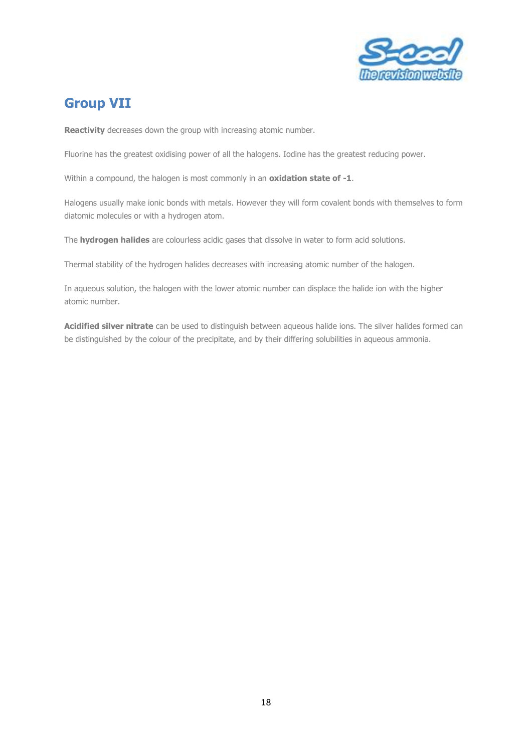# Group VII

**Reactivity** decreases down the group with increasing atomic number.

Fluorine has the greatest oxidising power of all the halogens. Iodine has the greatest reducing power.

Within a compound, the halogen is most commonly in an **oxidation state of -1**.

Halogens usually make ionic bonds with metals. However they will form covalent bonds with themselves to form diatomic molecules or with a hydrogen atom.

The **hydrogen halides** are colourless acidic gases that dissolve in water to form acid solutions.

Thermal stability of the hydrogen halides decreases with increasing atomic number of the halogen.

In aqueous solution, the halogen with the lower atomic number can displace the halide ion with the higher atomic number.

**Acidified silver nitrate** can be used to distinguish between aqueous halide ions. The silver halides formed can be distinguished by the colour of the precipitate, and by their differing solubilities in aqueous ammonia.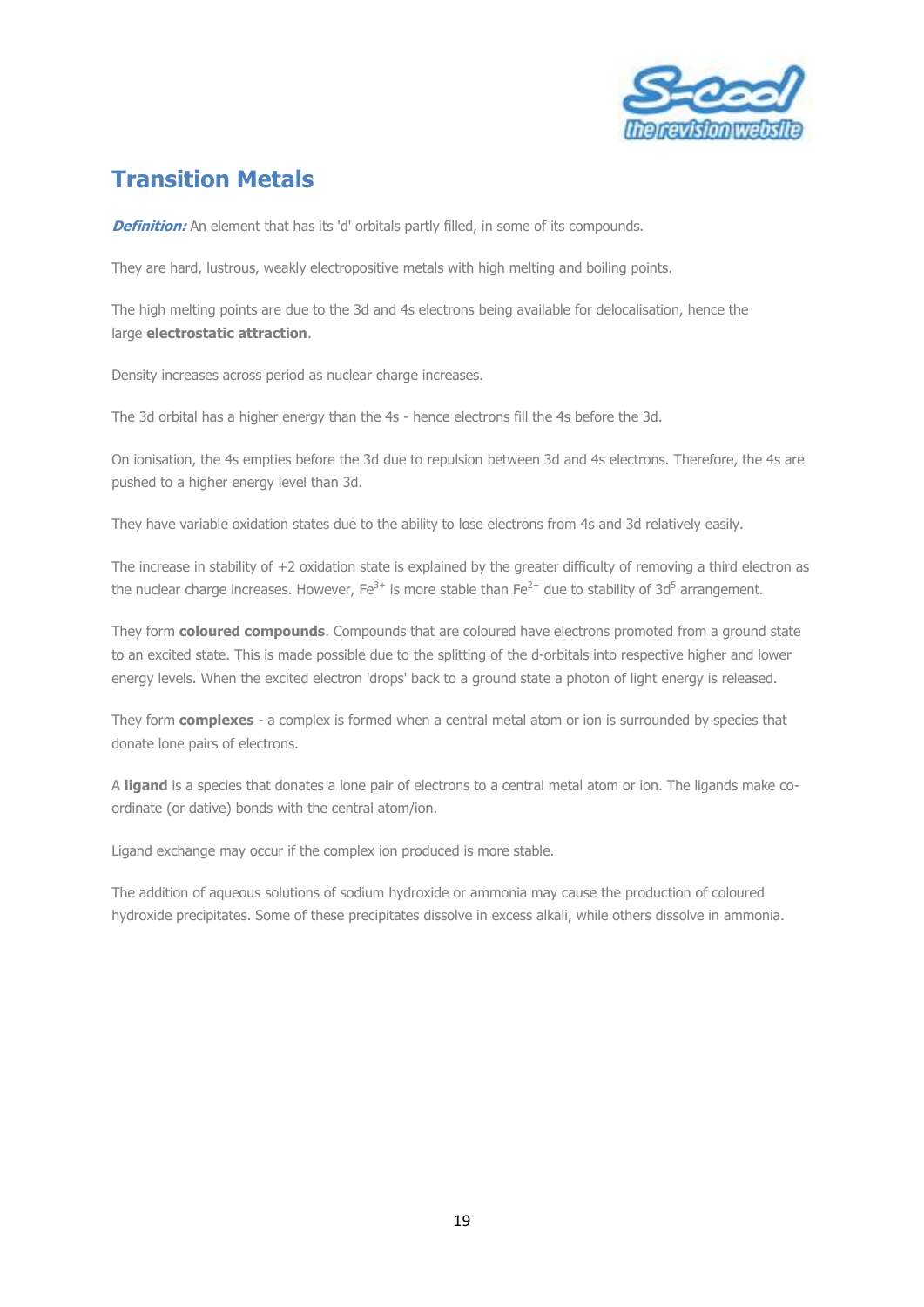## Transition Metals

***Definition:*** An element that has its 'd' orbitals partly filled, in some of its compounds.

They are hard, lustrous, weakly electropositive metals with high melting and boiling points.

The high melting points are due to the 3d and 4s electrons being available for delocalisation, hence the large **electrostatic attraction**.

Density increases across period as nuclear charge increases.

The 3d orbital has a higher energy than the 4s - hence electrons fill the 4s before the 3d.

On ionisation, the 4s empties before the 3d due to repulsion between 3d and 4s electrons. Therefore, the 4s are pushed to a higher energy level than 3d.

They have variable oxidation states due to the ability to lose electrons from 4s and 3d relatively easily.

The increase in stability of +2 oxidation state is explained by the greater difficulty of removing a third electron as the nuclear charge increases. However, $Fe^{3+}$ is more stable than $Fe^{2+}$ due to stability of $3d^5$ arrangement.

They form **coloured compounds**. Compounds that are coloured have electrons promoted from a ground state to an excited state. This is made possible due to the splitting of the d-orbitals into respective higher and lower energy levels. When the excited electron 'drops' back to a ground state a photon of light energy is released.

They form **complexes** - a complex is formed when a central metal atom or ion is surrounded by species that donate lone pairs of electrons.

A **ligand** is a species that donates a lone pair of electrons to a central metal atom or ion. The ligands make co-ordinate (or dative) bonds with the central atom/ion.

Ligand exchange may occur if the complex ion produced is more stable.

The addition of aqueous solutions of sodium hydroxide or ammonia may cause the production of coloured hydroxide precipitates. Some of these precipitates dissolve in excess alkali, while others dissolve in ammonia.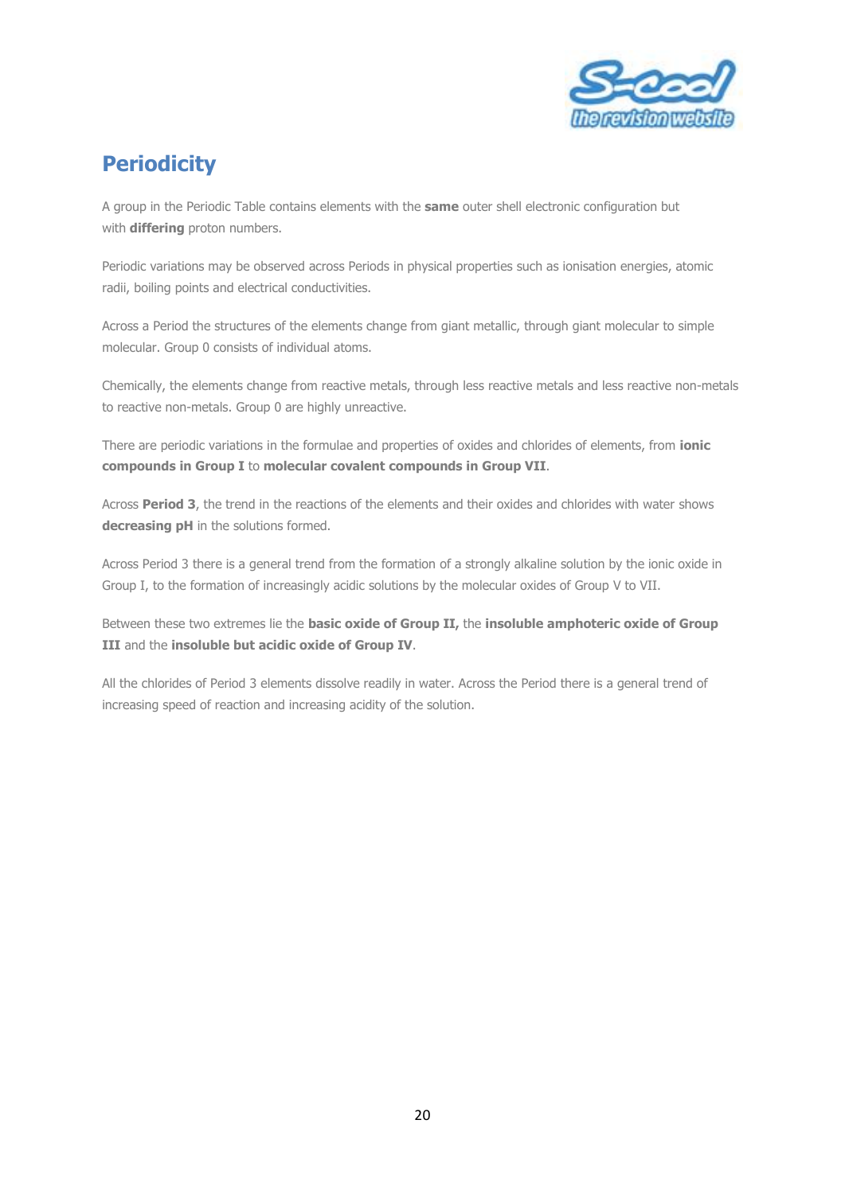# Periodicity

A group in the Periodic Table contains elements with the **same** outer shell electronic configuration but with **differing** proton numbers.

Periodic variations may be observed across Periods in physical properties such as ionisation energies, atomic radii, boiling points and electrical conductivities.

Across a Period the structures of the elements change from giant metallic, through giant molecular to simple molecular. Group 0 consists of individual atoms.

Chemically, the elements change from reactive metals, through less reactive metals and less reactive non-metals to reactive non-metals. Group 0 are highly unreactive.

There are periodic variations in the formulae and properties of oxides and chlorides of elements, from **ionic compounds in Group I** to **molecular covalent compounds in Group VII**.

Across **Period 3**, the trend in the reactions of the elements and their oxides and chlorides with water shows **decreasing pH** in the solutions formed.

Across Period 3 there is a general trend from the formation of a strongly alkaline solution by the ionic oxide in Group I, to the formation of increasingly acidic solutions by the molecular oxides of Group V to VII.

Between these two extremes lie the **basic oxide of Group II,** the **insoluble amphoteric oxide of Group III** and the **insoluble but acidic oxide of Group IV**.

All the chlorides of Period 3 elements dissolve readily in water. Across the Period there is a general trend of increasing speed of reaction and increasing acidity of the solution.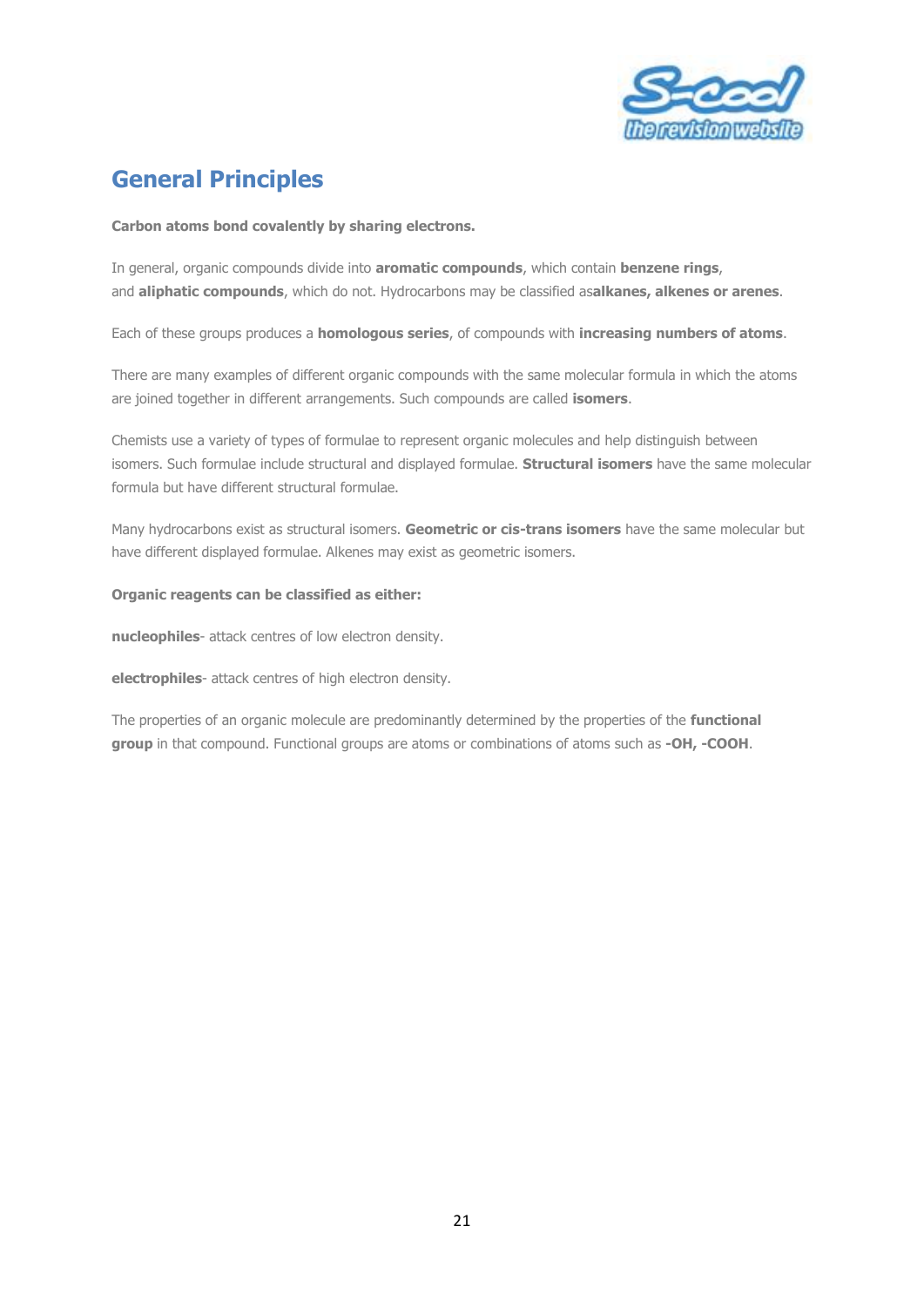## General Principles

**Carbon atoms bond covalently by sharing electrons.**

In general, organic compounds divide into **aromatic compounds**, which contain **benzene rings**, and **aliphatic compounds**, which do not. Hydrocarbons may be classified as**alkanes, alkenes or arenes**.

Each of these groups produces a **homologous series**, of compounds with **increasing numbers of atoms**.

There are many examples of different organic compounds with the same molecular formula in which the atoms are joined together in different arrangements. Such compounds are called **isomers**.

Chemists use a variety of types of formulae to represent organic molecules and help distinguish between isomers. Such formulae include structural and displayed formulae. **Structural isomers** have the same molecular formula but have different structural formulae.

Many hydrocarbons exist as structural isomers. **Geometric or cis-trans isomers** have the same molecular but have different displayed formulae. Alkenes may exist as geometric isomers.

**Organic reagents can be classified as either:**

**nucleophiles**- attack centres of low electron density.

**electrophiles**- attack centres of high electron density.

The properties of an organic molecule are predominantly determined by the properties of the **functional group** in that compound. Functional groups are atoms or combinations of atoms such as **-OH, -COOH**.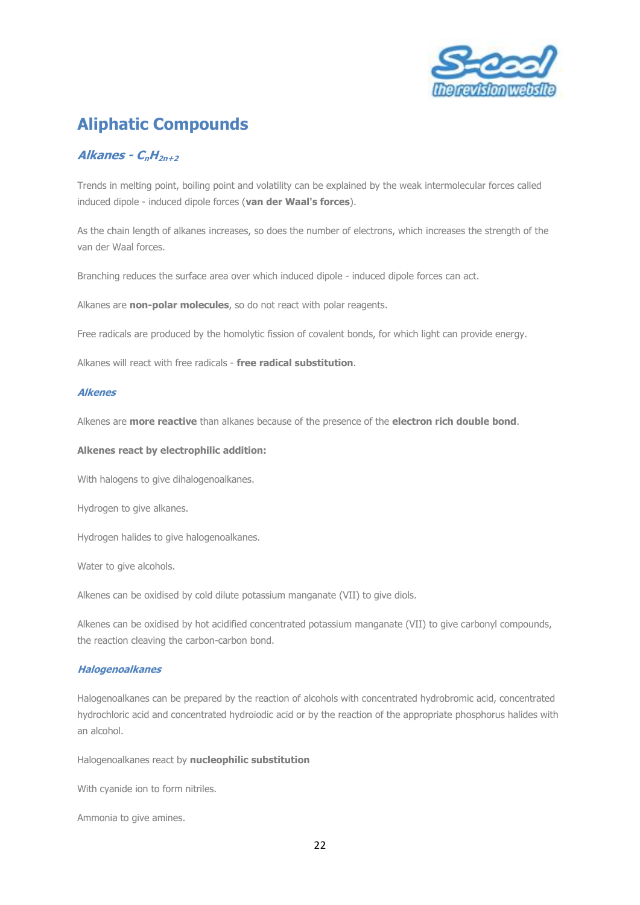# Aliphatic Compounds

## *Alkanes - $C_nH_{2n+2}$*

Trends in melting point, boiling point and volatility can be explained by the weak intermolecular forces called induced dipole - induced dipole forces (**van der Waal's forces**).

As the chain length of alkanes increases, so does the number of electrons, which increases the strength of the van der Waal forces.

Branching reduces the surface area over which induced dipole - induced dipole forces can act.

Alkanes are **non-polar molecules**, so do not react with polar reagents.

Free radicals are produced by the homolytic fission of covalent bonds, for which light can provide energy.

Alkanes will react with free radicals - **free radical substitution**.

### *Alkenes*

Alkenes are **more reactive** than alkanes because of the presence of the **electron rich double bond**.

**Alkenes react by electrophilic addition:**

With halogens to give dihalogenoalkanes.

Hydrogen to give alkanes.

Hydrogen halides to give halogenoalkanes.

Water to give alcohols.

Alkenes can be oxidised by cold dilute potassium manganate (VII) to give diols.

Alkenes can be oxidised by hot acidified concentrated potassium manganate (VII) to give carbonyl compounds, the reaction cleaving the carbon-carbon bond.

### *Halogenoalkanes*

Halogenoalkanes can be prepared by the reaction of alcohols with concentrated hydrobromic acid, concentrated hydrochloric acid and concentrated hydroiodic acid or by the reaction of the appropriate phosphorus halides with an alcohol.

Halogenoalkanes react by **nucleophilic substitution**

With cyanide ion to form nitriles.

Ammonia to give amines.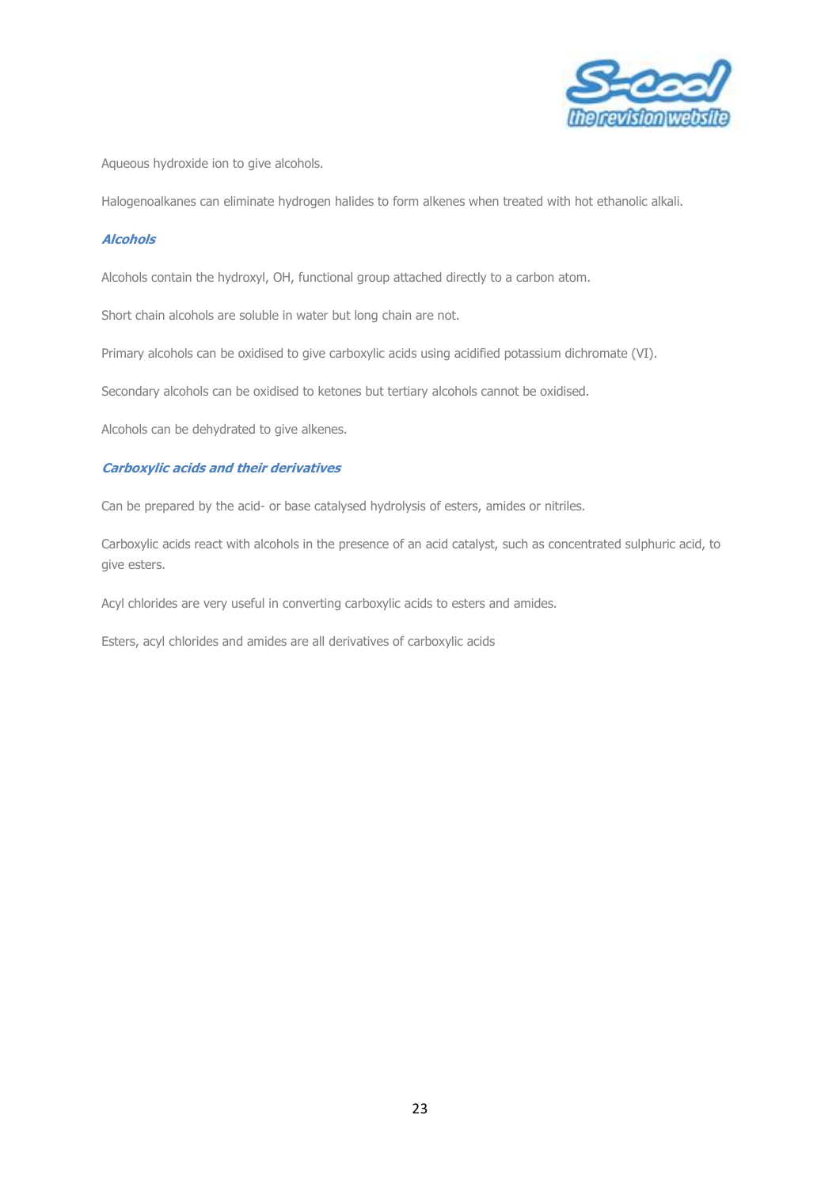Aqueous hydroxide ion to give alcohols.

Halogenoalkanes can eliminate hydrogen halides to form alkenes when treated with hot ethanolic alkali.

### *Alcohols*

Alcohols contain the hydroxyl, OH, functional group attached directly to a carbon atom.

Short chain alcohols are soluble in water but long chain are not.

Primary alcohols can be oxidised to give carboxylic acids using acidified potassium dichromate (VI).

Secondary alcohols can be oxidised to ketones but tertiary alcohols cannot be oxidised.

Alcohols can be dehydrated to give alkenes.

### *Carboxylic acids and their derivatives*

Can be prepared by the acid- or base catalysed hydrolysis of esters, amides or nitriles.

Carboxylic acids react with alcohols in the presence of an acid catalyst, such as concentrated sulphuric acid, to give esters.

Acyl chlorides are very useful in converting carboxylic acids to esters and amides.

Esters, acyl chlorides and amides are all derivatives of carboxylic acids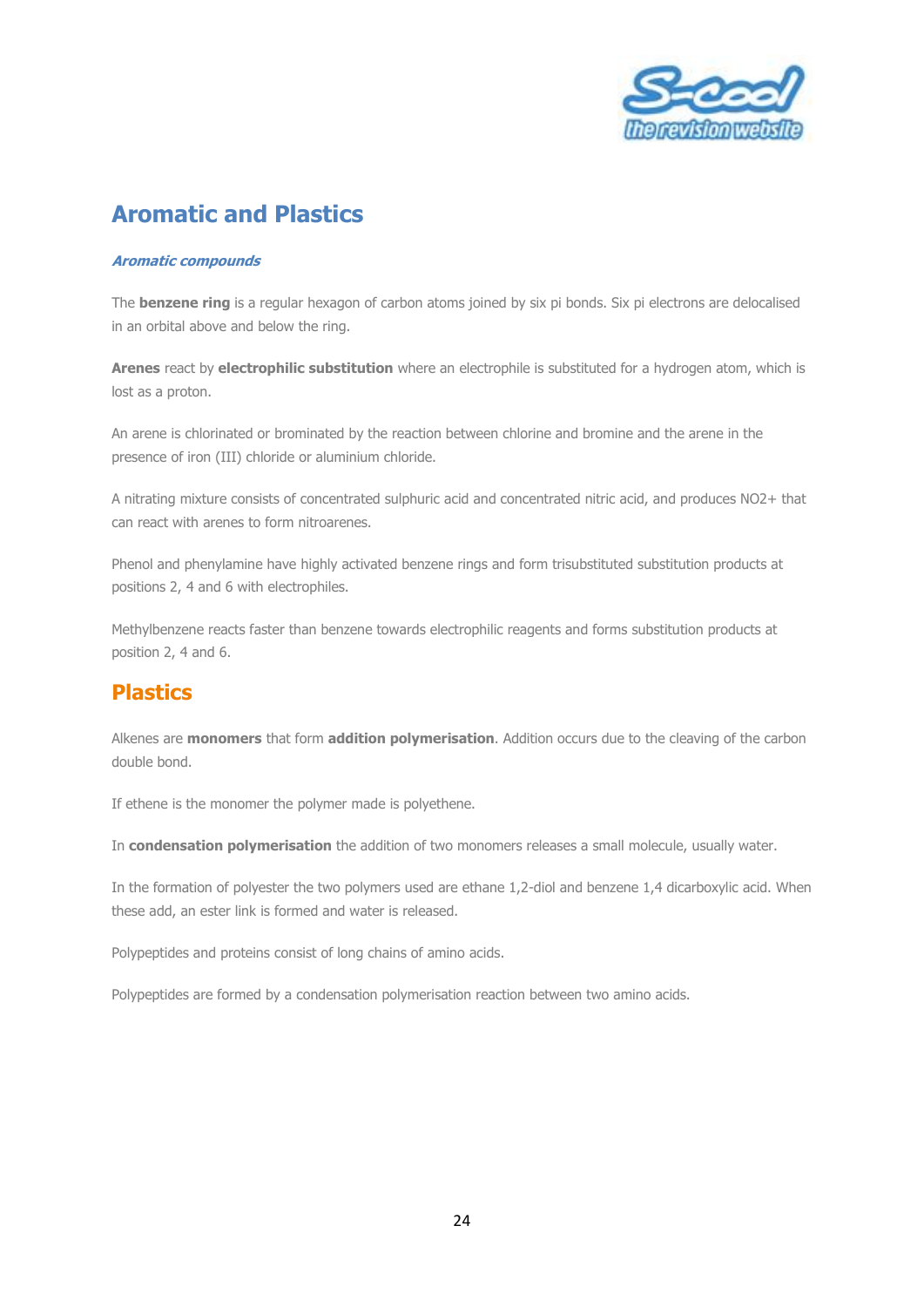# Aromatic and Plastics

### *Aromatic compounds*

The **benzene ring** is a regular hexagon of carbon atoms joined by six pi bonds. Six pi electrons are delocalised in an orbital above and below the ring.

**Arenes** react by **electrophilic substitution** where an electrophile is substituted for a hydrogen atom, which is lost as a proton.

An arene is chlorinated or brominated by the reaction between chlorine and bromine and the arene in the presence of iron (III) chloride or aluminium chloride.

A nitrating mixture consists of concentrated sulphuric acid and concentrated nitric acid, and produces $NO_2^+$ that can react with arenes to form nitroarenes.

Phenol and phenylamine have highly activated benzene rings and form trisubstituted substitution products at positions 2, 4 and 6 with electrophiles.

Methylbenzene reacts faster than benzene towards electrophilic reagents and forms substitution products at position 2, 4 and 6.

## Plastics

Alkenes are **monomers** that form **addition polymerisation**. Addition occurs due to the cleaving of the carbon double bond.

If ethene is the monomer the polymer made is polyethene.

In **condensation polymerisation** the addition of two monomers releases a small molecule, usually water.

In the formation of polyester the two polymers used are ethane 1,2-diol and benzene 1,4 dicarboxylic acid. When these add, an ester link is formed and water is released.

Polypeptides and proteins consist of long chains of amino acids.

Polypeptides are formed by a condensation polymerisation reaction between two amino acids.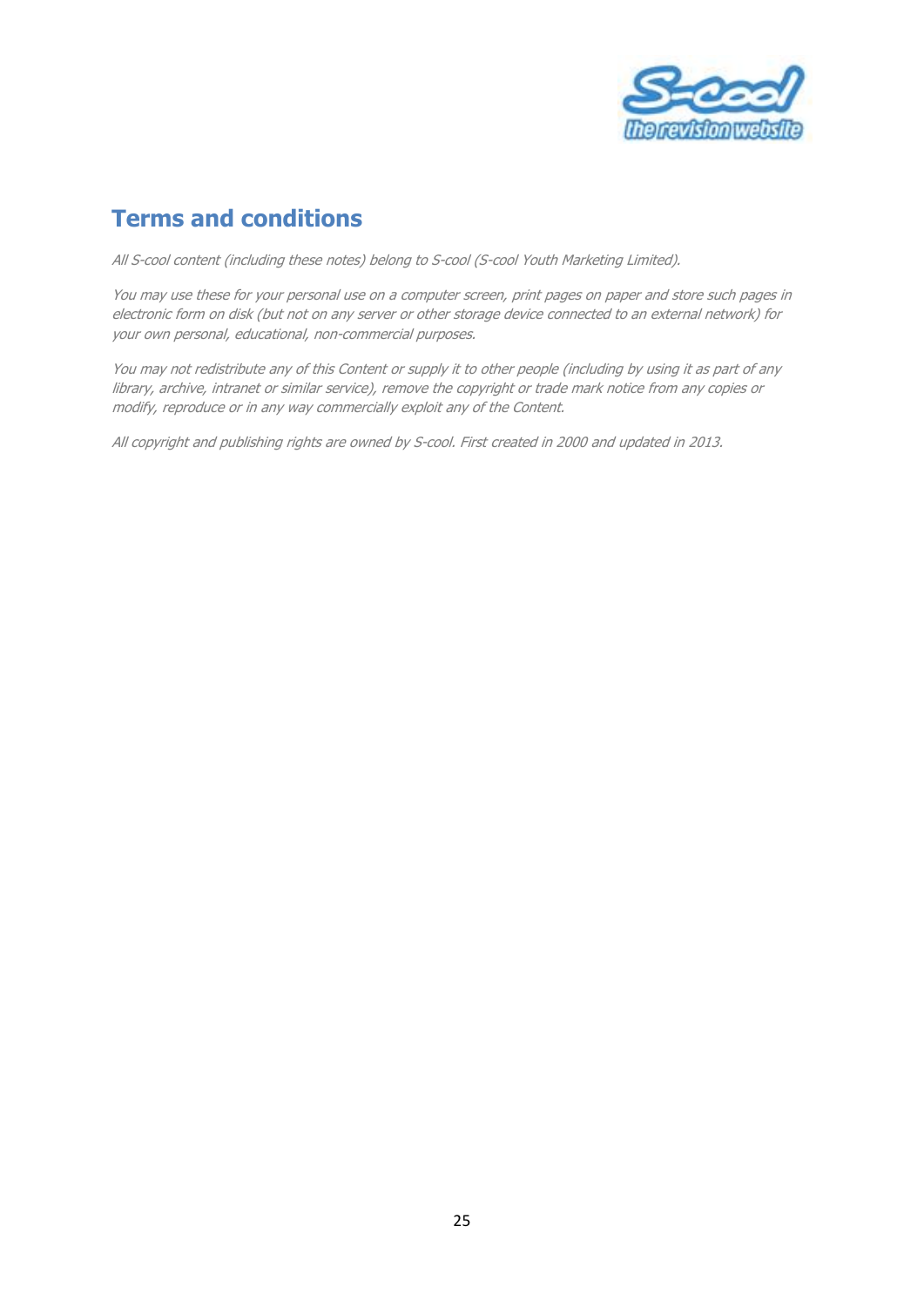## Terms and conditions

*All S-cool content (including these notes) belong to S-cool (S-cool Youth Marketing Limited).*

*You may use these for your personal use on a computer screen, print pages on paper and store such pages in electronic form on disk (but not on any server or other storage device connected to an external network) for your own personal, educational, non-commercial purposes.*

*You may not redistribute any of this Content or supply it to other people (including by using it as part of any library, archive, intranet or similar service), remove the copyright or trade mark notice from any copies or modify, reproduce or in any way commercially exploit any of the Content.*

*All copyright and publishing rights are owned by S-cool. First created in 2000 and updated in 2013.*